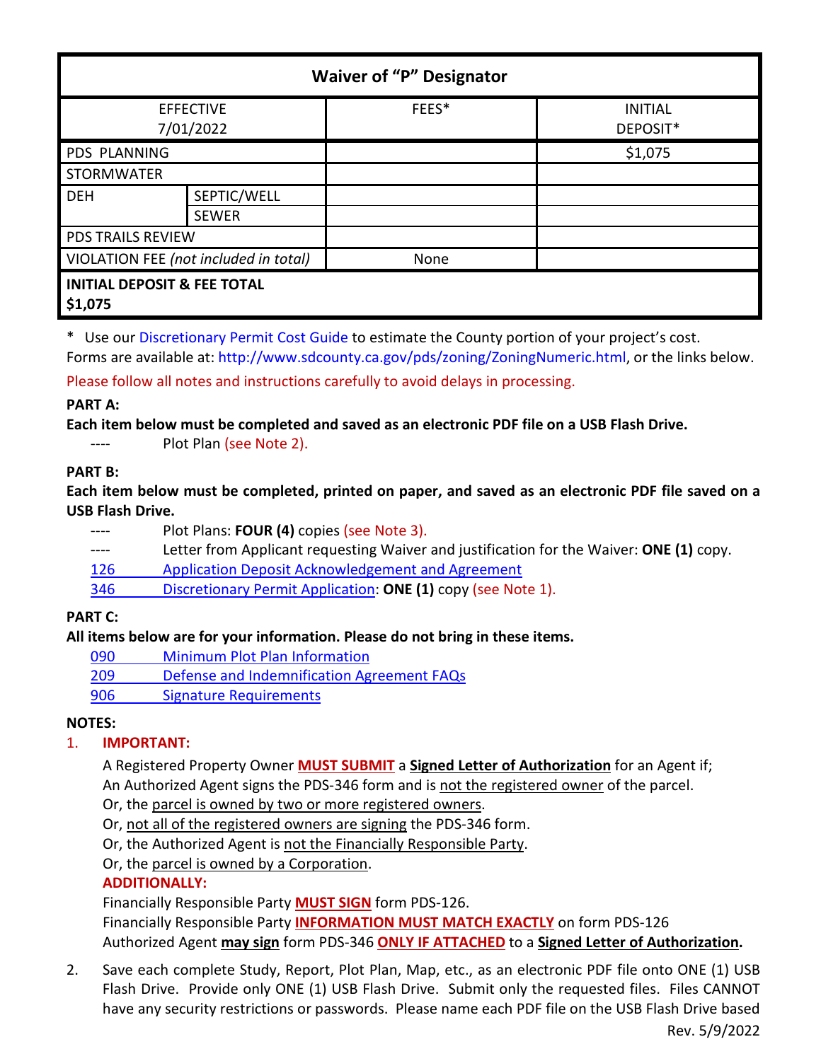| Waiver of "P" Designator | | | |
|---|---|---|---|
| EFFECTIVE 7/01/2022 | | FEES* | INITIAL DEPOSIT* |
| PDS PLANNING | | | $1,075 |
| STORMWATER | | | |
| DEH | SEPTIC/WELL | | |
| | SEWER | | |
| PDS TRAILS REVIEW | | | |
| VIOLATION FEE *(not included in total)* | | None | |
| **INITIAL DEPOSIT & FEE TOTAL $1,075** | | | |

\* Use our Discretionary Permit Cost Guide to estimate the County portion of your project's cost.
Forms are available at: http://www.sdcounty.ca.gov/pds/zoning/ZoningNumeric.html, or the links below.

Please follow all notes and instructions carefully to avoid delays in processing.

**PART A:**

**Each item below must be completed and saved as an electronic PDF file on a USB Flash Drive.**

---- Plot Plan (see Note 2).

**PART B:**

**Each item below must be completed, printed on paper, and saved as an electronic PDF file saved on a USB Flash Drive.**

---- Plot Plans: **FOUR (4)** copies (see Note 3).
---- Letter from Applicant requesting Waiver and justification for the Waiver: **ONE (1)** copy.
126 Application Deposit Acknowledgement and Agreement
346 Discretionary Permit Application: **ONE (1)** copy (see Note 1).

**PART C:**

**All items below are for your information. Please do not bring in these items.**

090 Minimum Plot Plan Information
209 Defense and Indemnification Agreement FAQs
906 Signature Requirements

**NOTES:**

1. **IMPORTANT:**

   A Registered Property Owner **MUST SUBMIT** a **Signed Letter of Authorization** for an Agent if;
   An Authorized Agent signs the PDS-346 form and is not the registered owner of the parcel.
   Or, the parcel is owned by two or more registered owners.
   Or, not all of the registered owners are signing the PDS-346 form.
   Or, the Authorized Agent is not the Financially Responsible Party.
   Or, the parcel is owned by a Corporation.

   **ADDITIONALLY:**

   Financially Responsible Party **MUST SIGN** form PDS-126.
   Financially Responsible Party **INFORMATION MUST MATCH EXACTLY** on form PDS-126
   Authorized Agent **may sign** form PDS-346 **ONLY IF ATTACHED** to a **Signed Letter of Authorization.**

2. Save each complete Study, Report, Plot Plan, Map, etc., as an electronic PDF file onto ONE (1) USB Flash Drive. Provide only ONE (1) USB Flash Drive. Submit only the requested files. Files CANNOT have any security restrictions or passwords. Please name each PDF file on the USB Flash Drive based

Rev. 5/9/2022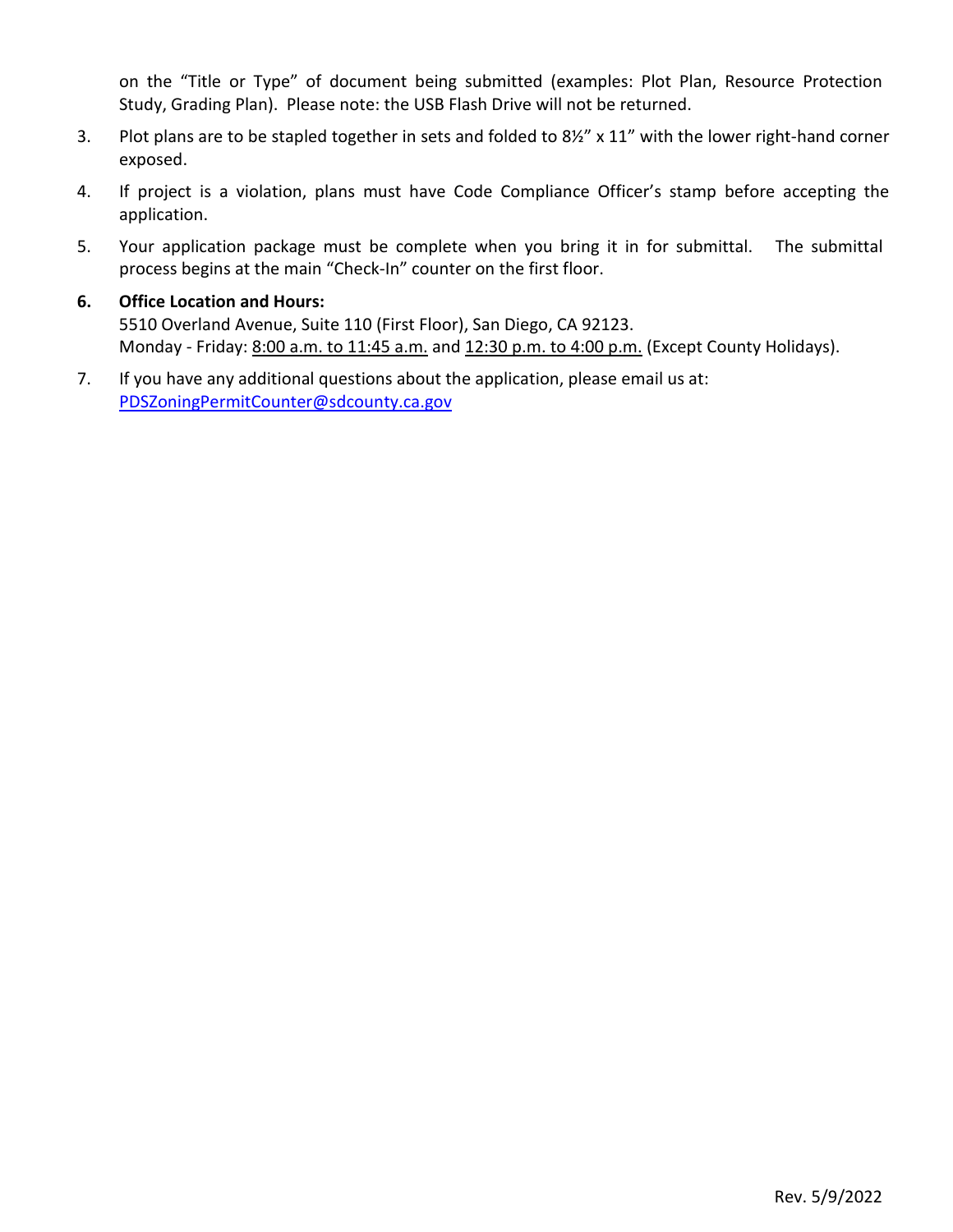on the "Title or Type" of document being submitted (examples: Plot Plan, Resource Protection Study, Grading Plan). Please note: the USB Flash Drive will not be returned.

3. Plot plans are to be stapled together in sets and folded to 8½" x 11" with the lower right-hand corner exposed.

4. If project is a violation, plans must have Code Compliance Officer's stamp before accepting the application.

5. Your application package must be complete when you bring it in for submittal. The submittal process begins at the main "Check-In" counter on the first floor.

6. **Office Location and Hours:**
   5510 Overland Avenue, Suite 110 (First Floor), San Diego, CA 92123.
   Monday - Friday: 8:00 a.m. to 11:45 a.m. and 12:30 p.m. to 4:00 p.m. (Except County Holidays).

7. If you have any additional questions about the application, please email us at:
   PDSZoningPermitCounter@sdcounty.ca.gov

Rev. 5/9/2022